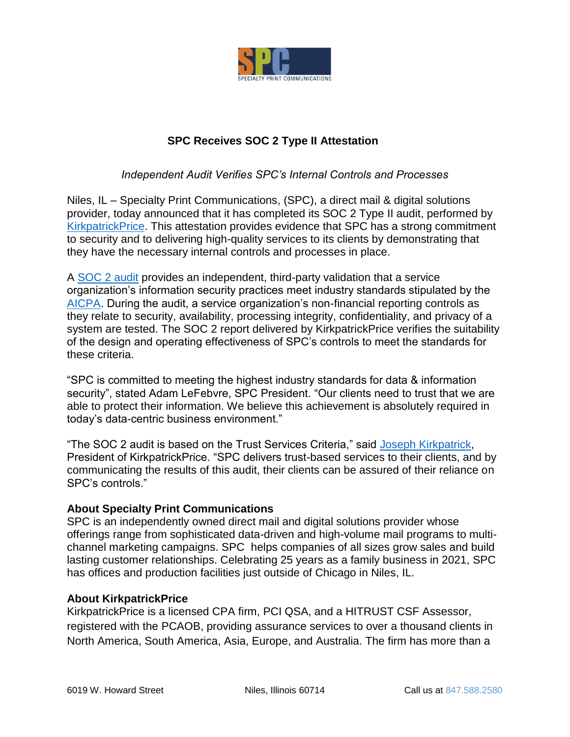# SPC Receives SOC 2 Type II Attestation

*Independent Audit Verifies SPC's Internal Controls and Processes*

Niles, IL – Specialty Print Communications, (SPC), a direct mail & digital solutions provider, today announced that it has completed its SOC 2 Type II audit, performed by KirkpatrickPrice. This attestation provides evidence that SPC has a strong commitment to security and to delivering high-quality services to its clients by demonstrating that they have the necessary internal controls and processes in place.

A SOC 2 audit provides an independent, third-party validation that a service organization's information security practices meet industry standards stipulated by the AICPA. During the audit, a service organization's non-financial reporting controls as they relate to security, availability, processing integrity, confidentiality, and privacy of a system are tested. The SOC 2 report delivered by KirkpatrickPrice verifies the suitability of the design and operating effectiveness of SPC's controls to meet the standards for these criteria.

"SPC is committed to meeting the highest industry standards for data & information security", stated Adam LeFebvre, SPC President. "Our clients need to trust that we are able to protect their information. We believe this achievement is absolutely required in today's data-centric business environment."

"The SOC 2 audit is based on the Trust Services Criteria," said Joseph Kirkpatrick, President of KirkpatrickPrice. "SPC delivers trust-based services to their clients, and by communicating the results of this audit, their clients can be assured of their reliance on SPC's controls."

**About Specialty Print Communications**
SPC is an independently owned direct mail and digital solutions provider whose offerings range from sophisticated data-driven and high-volume mail programs to multi-channel marketing campaigns. SPC helps companies of all sizes grow sales and build lasting customer relationships. Celebrating 25 years as a family business in 2021, SPC has offices and production facilities just outside of Chicago in Niles, IL.

**About KirkpatrickPrice**
KirkpatrickPrice is a licensed CPA firm, PCI QSA, and a HITRUST CSF Assessor, registered with the PCAOB, providing assurance services to over a thousand clients in North America, South America, Asia, Europe, and Australia. The firm has more than a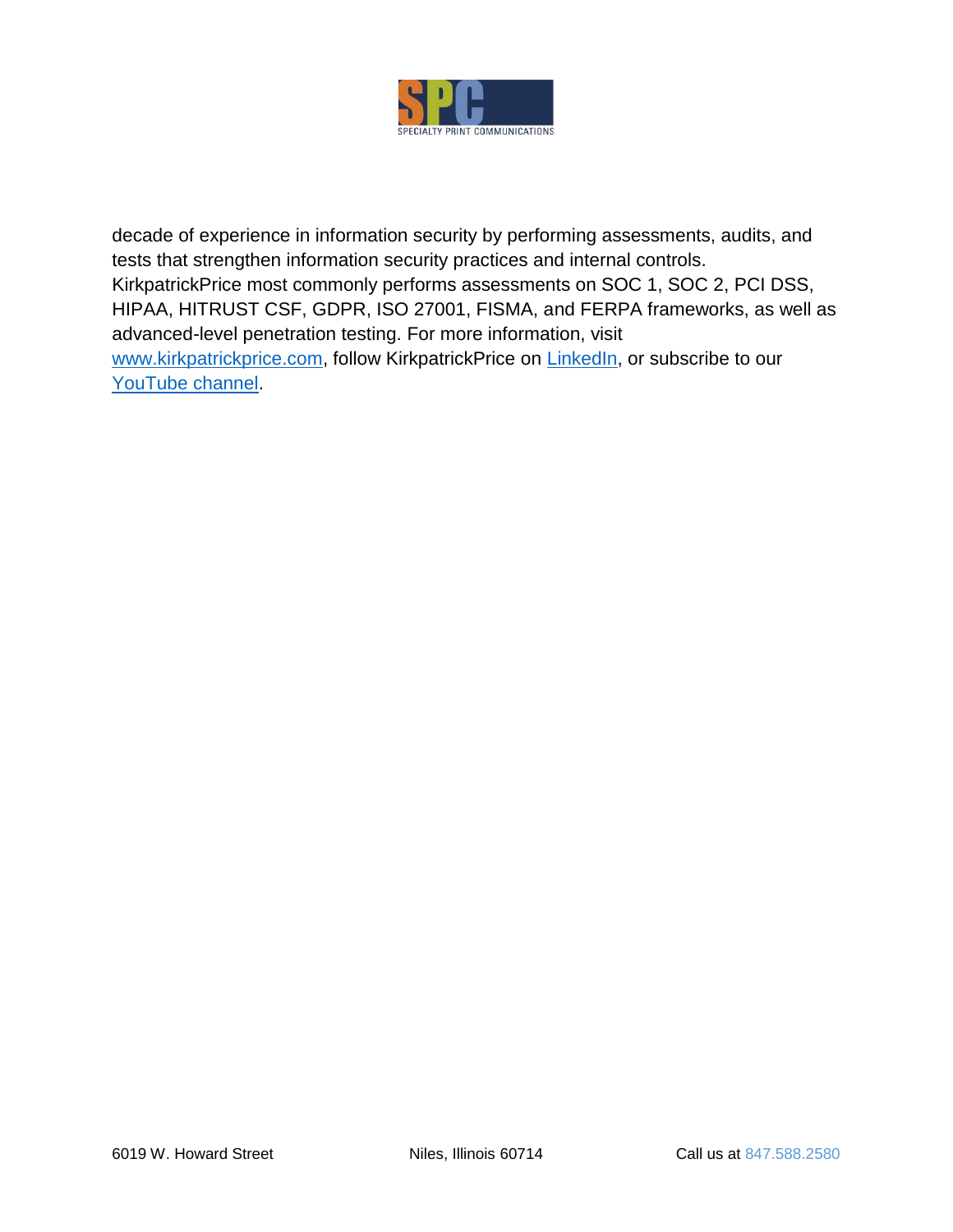decade of experience in information security by performing assessments, audits, and tests that strengthen information security practices and internal controls. KirkpatrickPrice most commonly performs assessments on SOC 1, SOC 2, PCI DSS, HIPAA, HITRUST CSF, GDPR, ISO 27001, FISMA, and FERPA frameworks, as well as advanced-level penetration testing. For more information, visit www.kirkpatrickprice.com, follow KirkpatrickPrice on LinkedIn, or subscribe to our YouTube channel.